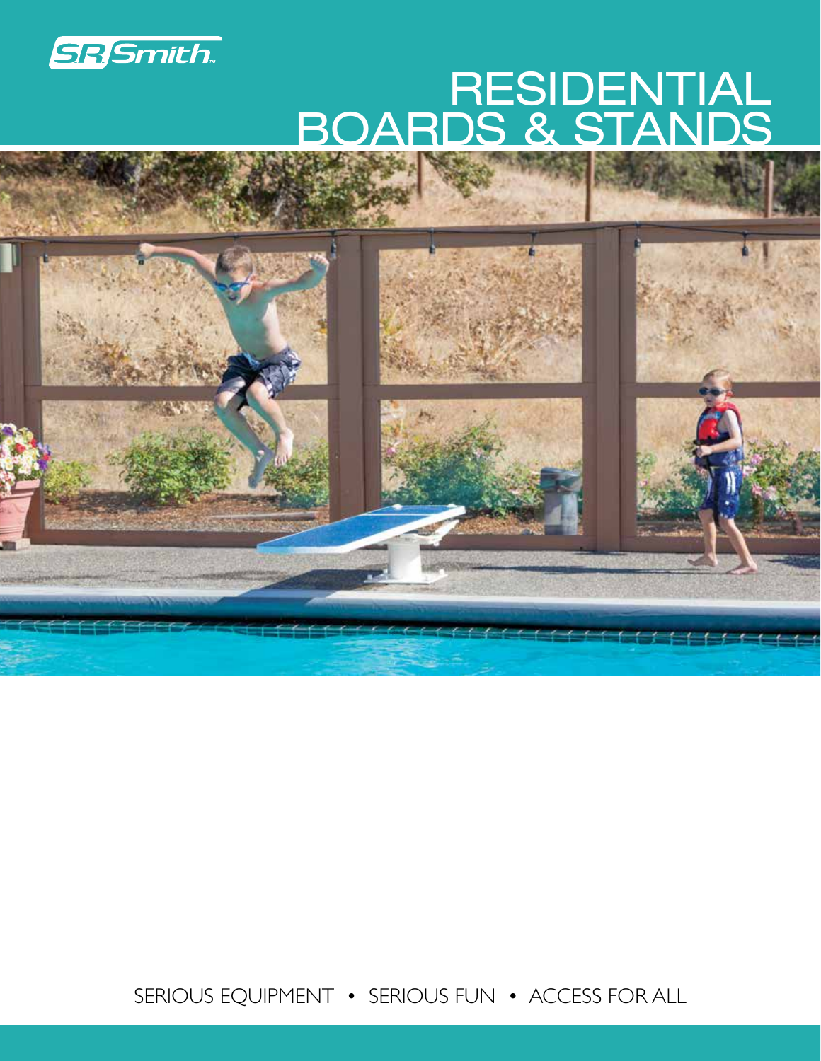S.R. Smith

# RESIDENTIAL BOARDS & STANDS

SERIOUS EQUIPMENT • SERIOUS FUN • ACCESS FOR ALL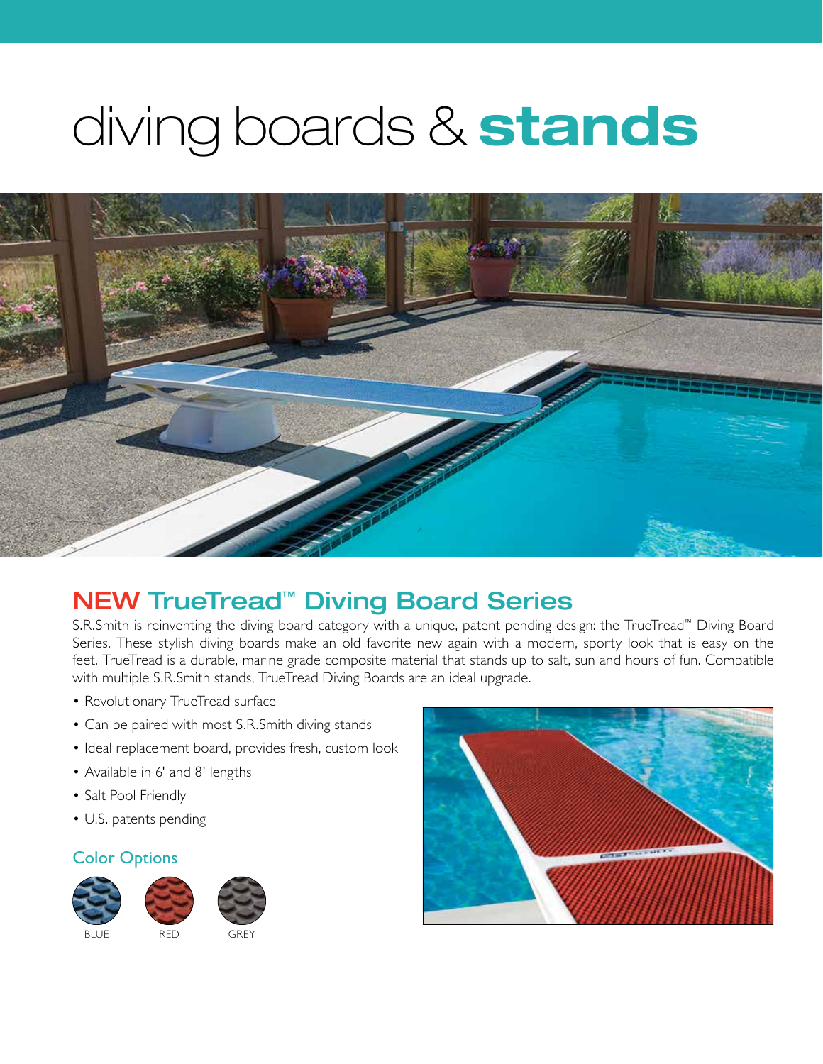# diving boards & **stands**

## NEW TrueTread™ Diving Board Series

S.R.Smith is reinventing the diving board category with a unique, patent pending design: the TrueTread™ Diving Board Series. These stylish diving boards make an old favorite new again with a modern, sporty look that is easy on the feet. TrueTread is a durable, marine grade composite material that stands up to salt, sun and hours of fun. Compatible with multiple S.R.Smith stands, TrueTread Diving Boards are an ideal upgrade.

- Revolutionary TrueTread surface
- Can be paired with most S.R.Smith diving stands
- Ideal replacement board, provides fresh, custom look
- Available in 6' and 8' lengths
- Salt Pool Friendly
- U.S. patents pending

### Color Options

BLUE RED GREY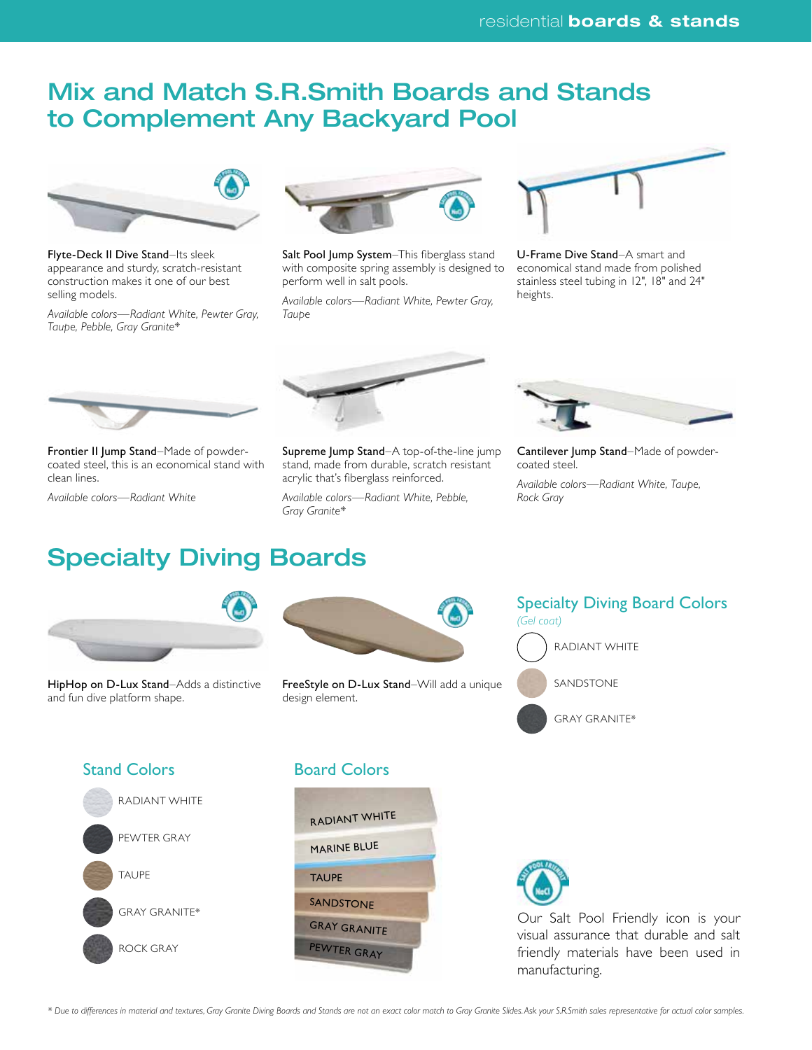# Mix and Match S.R.Smith Boards and Stands to Complement Any Backyard Pool

**Flyte-Deck II Dive Stand**–Its sleek appearance and sturdy, scratch-resistant construction makes it one of our best selling models.

*Available colors—Radiant White, Pewter Gray, Taupe, Pebble, Gray Granite**

**Salt Pool Jump System**–This fiberglass stand with composite spring assembly is designed to perform well in salt pools.

*Available colors—Radiant White, Pewter Gray, Taupe*

**U-Frame Dive Stand**–A smart and economical stand made from polished stainless steel tubing in 12", 18" and 24" heights.

**Frontier II Jump Stand**–Made of powder-coated steel, this is an economical stand with clean lines.

*Available colors—Radiant White*

**Supreme Jump Stand**–A top-of-the-line jump stand, made from durable, scratch resistant acrylic that's fiberglass reinforced.

*Available colors—Radiant White, Pebble, Gray Granite**

**Cantilever Jump Stand**–Made of powder-coated steel.

*Available colors—Radiant White, Taupe, Rock Gray*

# Specialty Diving Boards

**HipHop on D-Lux Stand**–Adds a distinctive and fun dive platform shape.

**FreeStyle on D-Lux Stand**–Will add a unique design element.

## Specialty Diving Board Colors

*(Gel coat)*

- RADIANT WHITE
- SANDSTONE
- GRAY GRANITE*

## Stand Colors

- RADIANT WHITE
- PEWTER GRAY
- TAUPE
- GRAY GRANITE*
- ROCK GRAY

## Board Colors

- RADIANT WHITE
- MARINE BLUE
- TAUPE
- SANDSTONE
- GRAY GRANITE
- PEWTER GRAY

Our Salt Pool Friendly icon is your visual assurance that durable and salt friendly materials have been used in manufacturing.

*\* Due to differences in material and textures, Gray Granite Diving Boards and Stands are not an exact color match to Gray Granite Slides. Ask your S.R.Smith sales representative for actual color samples.*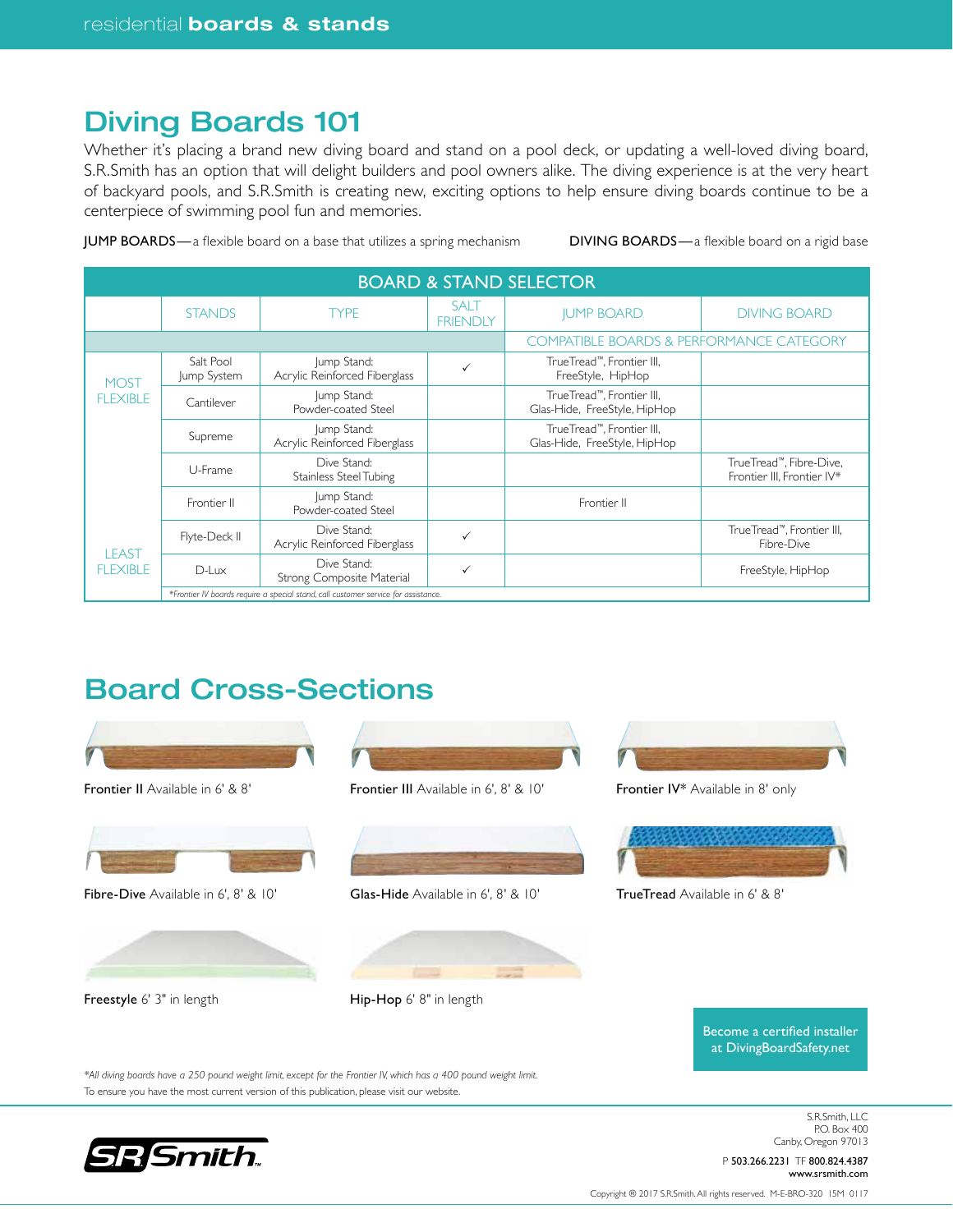# Diving Boards 101

Whether it's placing a brand new diving board and stand on a pool deck, or updating a well-loved diving board, S.R.Smith has an option that will delight builders and pool owners alike. The diving experience is at the very heart of backyard pools, and S.R.Smith is creating new, exciting options to help ensure diving boards continue to be a centerpiece of swimming pool fun and memories.

**JUMP BOARDS**—a flexible board on a base that utilizes a spring mechanism

**DIVING BOARDS**—a flexible board on a rigid base

**BOARD & STAND SELECTOR**

| | STANDS | TYPE | SALT FRIENDLY | JUMP BOARD | DIVING BOARD |
|---|---|---|---|---|---|
| | | | | COMPATIBLE BOARDS & PERFORMANCE CATEGORY | |
| MOST FLEXIBLE | Salt Pool Jump System | Jump Stand: Acrylic Reinforced Fiberglass | ✓ | TrueTread™, Frontier III, FreeStyle, HipHop | |
| | Cantilever | Jump Stand: Powder-coated Steel | | TrueTread™, Frontier III, Glas-Hide, FreeStyle, HipHop | |
| | Supreme | Jump Stand: Acrylic Reinforced Fiberglass | | TrueTread™, Frontier III, Glas-Hide, FreeStyle, HipHop | |
| | U-Frame | Dive Stand: Stainless Steel Tubing | | | TrueTread™, Fibre-Dive, Frontier III, Frontier IV* |
| | Frontier II | Jump Stand: Powder-coated Steel | | Frontier II | |
| | Flyte-Deck II | Dive Stand: Acrylic Reinforced Fiberglass | ✓ | | TrueTread™, Frontier III, Fibre-Dive |
| LEAST FLEXIBLE | D-Lux | Dive Stand: Strong Composite Material | ✓ | | FreeStyle, HipHop |

*Frontier IV boards require a special stand, call customer service for assistance.*

# Board Cross-Sections

**Frontier II** Available in 6' & 8'

**Frontier III** Available in 6', 8' & 10'

**Frontier IV*** Available in 8' only

**Fibre-Dive** Available in 6', 8' & 10'

**Glas-Hide** Available in 6', 8' & 10'

**TrueTread** Available in 6' & 8'

**Freestyle** 6' 3" in length

**Hip-Hop** 6' 8" in length

Become a certified installer at DivingBoardSafety.net

*\*All diving boards have a 250 pound weight limit, except for the Frontier IV, which has a 400 pound weight limit.*

To ensure you have the most current version of this publication, please visit our website.

S.R.Smith, LLC
P.O. Box 400
Canby, Oregon 97013

P **503.266.2231** TF **800.824.4387**
**www.srsmith.com**

Copyright © 2017 S.R.Smith. All rights reserved. M-E-BRO-320 15M 0117